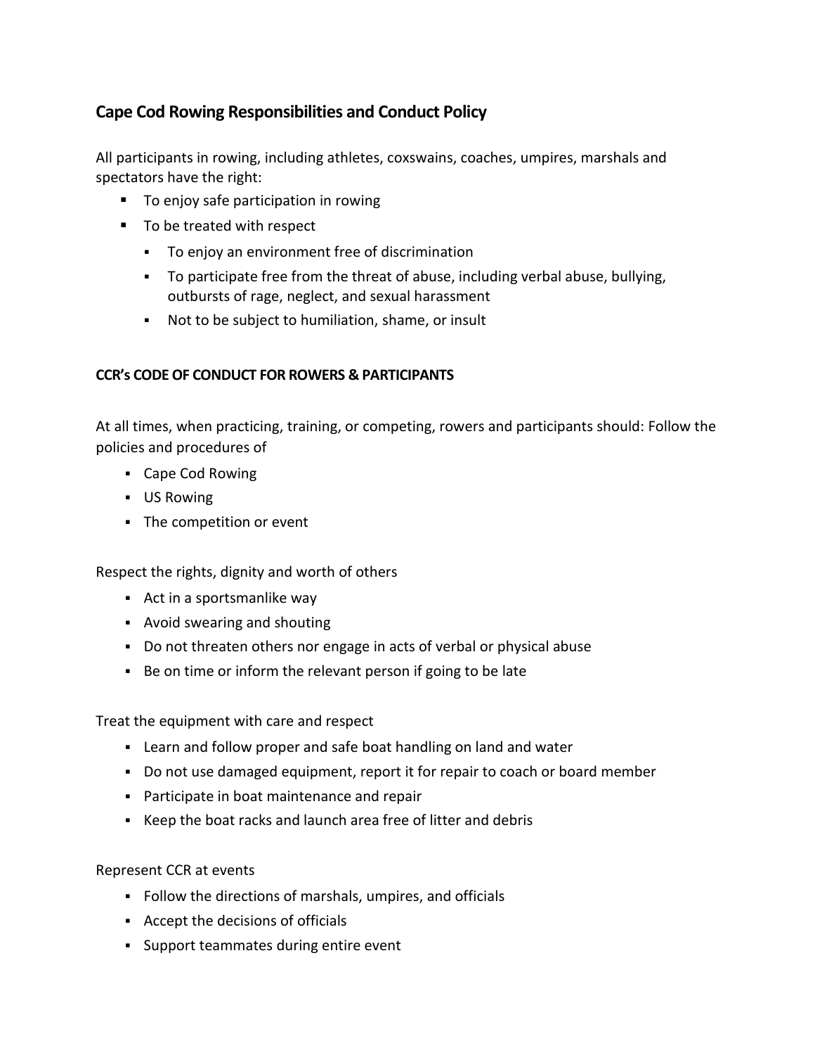## Cape Cod Rowing Responsibilities and Conduct Policy

All participants in rowing, including athletes, coxswains, coaches, umpires, marshals and spectators have the right:

- To enjoy safe participation in rowing
- To be treated with respect
  - To enjoy an environment free of discrimination
  - To participate free from the threat of abuse, including verbal abuse, bullying, outbursts of rage, neglect, and sexual harassment
  - Not to be subject to humiliation, shame, or insult

### CCR's CODE OF CONDUCT FOR ROWERS & PARTICIPANTS

At all times, when practicing, training, or competing, rowers and participants should: Follow the policies and procedures of

- Cape Cod Rowing
- US Rowing
- The competition or event

Respect the rights, dignity and worth of others

- Act in a sportsmanlike way
- Avoid swearing and shouting
- Do not threaten others nor engage in acts of verbal or physical abuse
- Be on time or inform the relevant person if going to be late

Treat the equipment with care and respect

- Learn and follow proper and safe boat handling on land and water
- Do not use damaged equipment, report it for repair to coach or board member
- Participate in boat maintenance and repair
- Keep the boat racks and launch area free of litter and debris

Represent CCR at events

- Follow the directions of marshals, umpires, and officials
- Accept the decisions of officials
- Support teammates during entire event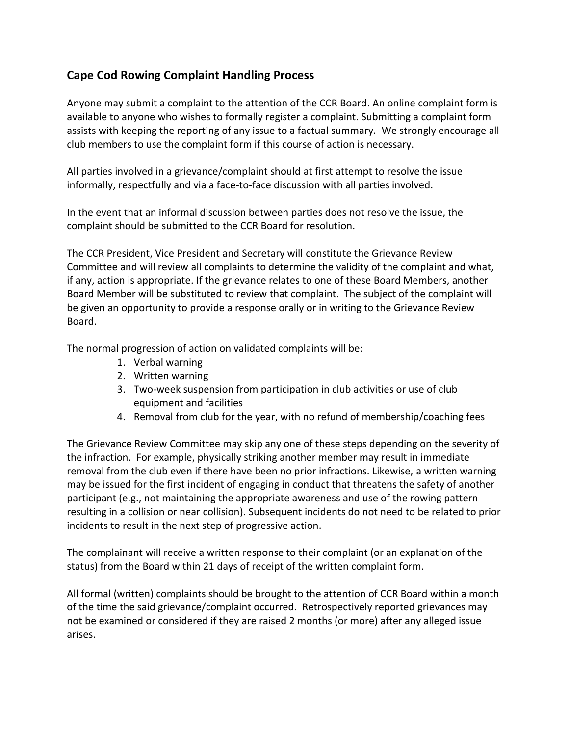## Cape Cod Rowing Complaint Handling Process

Anyone may submit a complaint to the attention of the CCR Board. An online complaint form is available to anyone who wishes to formally register a complaint. Submitting a complaint form assists with keeping the reporting of any issue to a factual summary. We strongly encourage all club members to use the complaint form if this course of action is necessary.

All parties involved in a grievance/complaint should at first attempt to resolve the issue informally, respectfully and via a face-to-face discussion with all parties involved.

In the event that an informal discussion between parties does not resolve the issue, the complaint should be submitted to the CCR Board for resolution.

The CCR President, Vice President and Secretary will constitute the Grievance Review Committee and will review all complaints to determine the validity of the complaint and what, if any, action is appropriate. If the grievance relates to one of these Board Members, another Board Member will be substituted to review that complaint. The subject of the complaint will be given an opportunity to provide a response orally or in writing to the Grievance Review Board.

The normal progression of action on validated complaints will be:

1. Verbal warning
2. Written warning
3. Two-week suspension from participation in club activities or use of club equipment and facilities
4. Removal from club for the year, with no refund of membership/coaching fees

The Grievance Review Committee may skip any one of these steps depending on the severity of the infraction. For example, physically striking another member may result in immediate removal from the club even if there have been no prior infractions. Likewise, a written warning may be issued for the first incident of engaging in conduct that threatens the safety of another participant (e.g., not maintaining the appropriate awareness and use of the rowing pattern resulting in a collision or near collision). Subsequent incidents do not need to be related to prior incidents to result in the next step of progressive action.

The complainant will receive a written response to their complaint (or an explanation of the status) from the Board within 21 days of receipt of the written complaint form.

All formal (written) complaints should be brought to the attention of CCR Board within a month of the time the said grievance/complaint occurred. Retrospectively reported grievances may not be examined or considered if they are raised 2 months (or more) after any alleged issue arises.